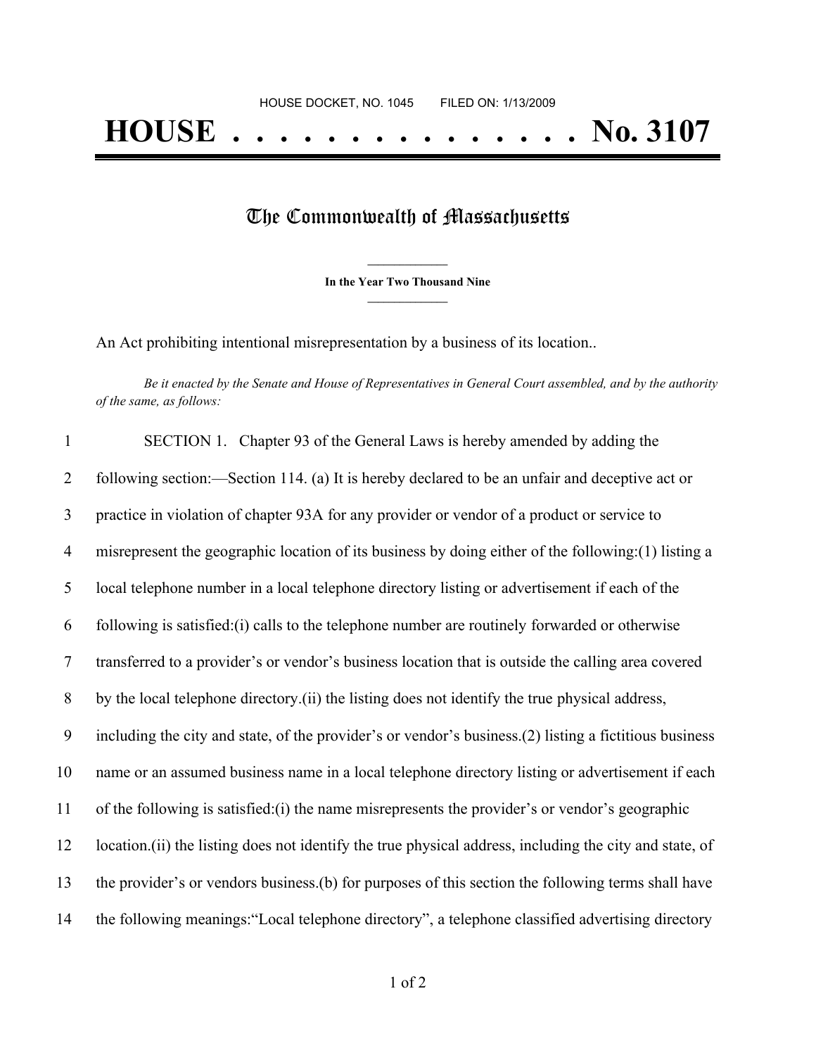HOUSE DOCKET, NO. 1045        FILED ON: 1/13/2009

# HOUSE . . . . . . . . . . . . . . . No. 3107

## The Commonwealth of Massachusetts

**In the Year Two Thousand Nine**

An Act prohibiting intentional misrepresentation by a business of its location..

*Be it enacted by the Senate and House of Representatives in General Court assembled, and by the authority of the same, as follows:*

1 SECTION 1. Chapter 93 of the General Laws is hereby amended by adding the
2 following section:—Section 114. (a) It is hereby declared to be an unfair and deceptive act or
3 practice in violation of chapter 93A for any provider or vendor of a product or service to
4 misrepresent the geographic location of its business by doing either of the following:(1) listing a
5 local telephone number in a local telephone directory listing or advertisement if each of the
6 following is satisfied:(i) calls to the telephone number are routinely forwarded or otherwise
7 transferred to a provider's or vendor's business location that is outside the calling area covered
8 by the local telephone directory.(ii) the listing does not identify the true physical address,
9 including the city and state, of the provider's or vendor's business.(2) listing a fictitious business
10 name or an assumed business name in a local telephone directory listing or advertisement if each
11 of the following is satisfied:(i) the name misrepresents the provider's or vendor's geographic
12 location.(ii) the listing does not identify the true physical address, including the city and state, of
13 the provider's or vendors business.(b) for purposes of this section the following terms shall have
14 the following meanings:"Local telephone directory", a telephone classified advertising directory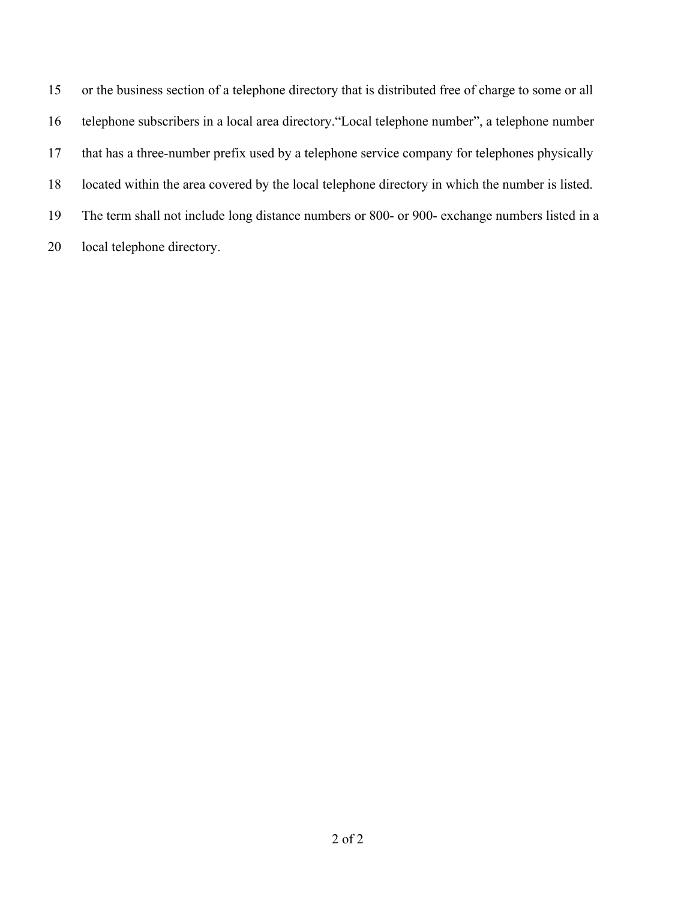or the business section of a telephone directory that is distributed free of charge to some or all telephone subscribers in a local area directory."Local telephone number", a telephone number that has a three-number prefix used by a telephone service company for telephones physically located within the area covered by the local telephone directory in which the number is listed. The term shall not include long distance numbers or 800- or 900- exchange numbers listed in a local telephone directory.